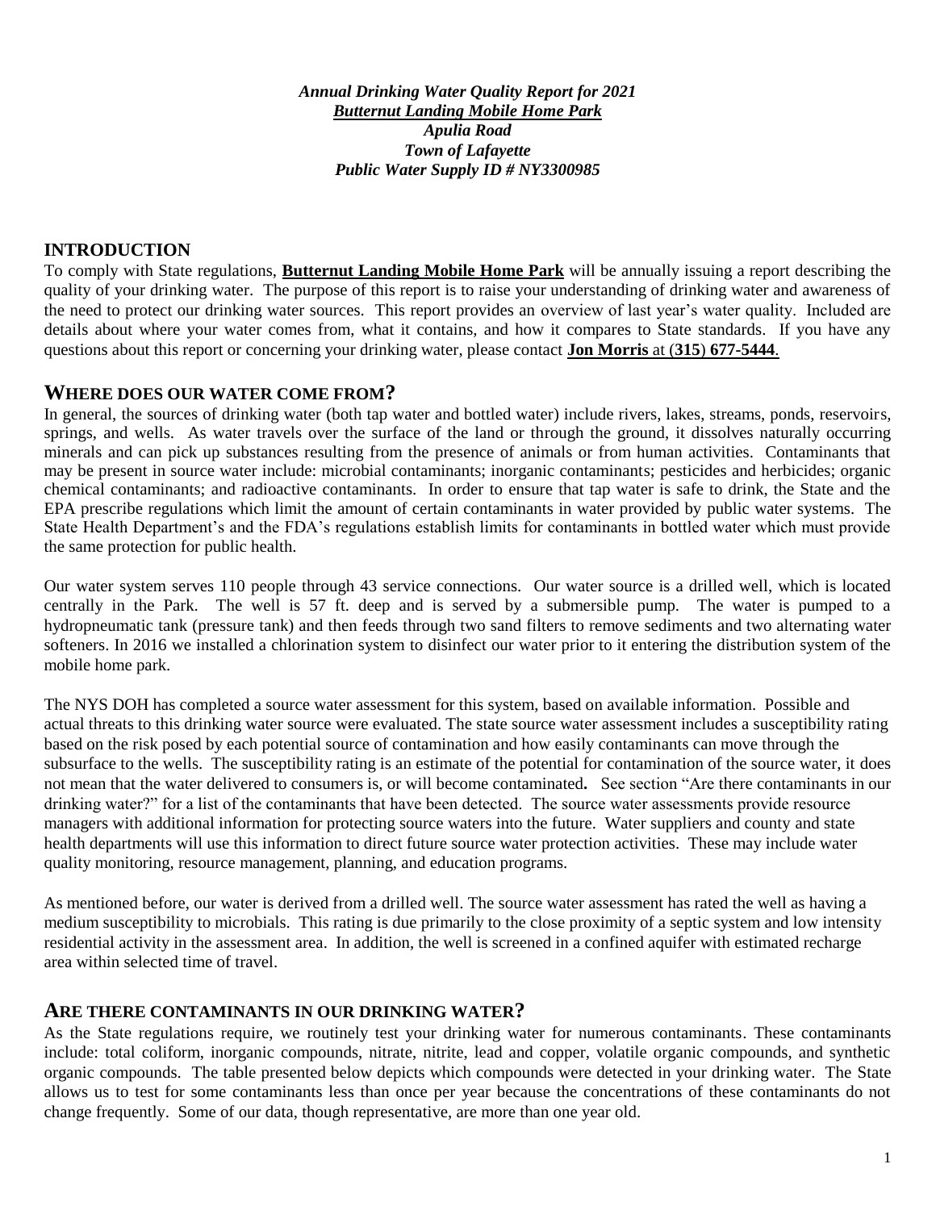*Annual Drinking Water Quality Report for 2021*
***Butternut Landing Mobile Home Park***
*Apulia Road*
*Town of Lafayette*
*Public Water Supply ID # NY3300985*

## INTRODUCTION

To comply with State regulations, **Butternut Landing Mobile Home Park** will be annually issuing a report describing the quality of your drinking water. The purpose of this report is to raise your understanding of drinking water and awareness of the need to protect our drinking water sources. This report provides an overview of last year's water quality. Included are details about where your water comes from, what it contains, and how it compares to State standards. If you have any questions about this report or concerning your drinking water, please contact **Jon Morris** at (**315**) **677-5444**.

## WHERE DOES OUR WATER COME FROM?

In general, the sources of drinking water (both tap water and bottled water) include rivers, lakes, streams, ponds, reservoirs, springs, and wells. As water travels over the surface of the land or through the ground, it dissolves naturally occurring minerals and can pick up substances resulting from the presence of animals or from human activities. Contaminants that may be present in source water include: microbial contaminants; inorganic contaminants; pesticides and herbicides; organic chemical contaminants; and radioactive contaminants. In order to ensure that tap water is safe to drink, the State and the EPA prescribe regulations which limit the amount of certain contaminants in water provided by public water systems. The State Health Department's and the FDA's regulations establish limits for contaminants in bottled water which must provide the same protection for public health.

Our water system serves 110 people through 43 service connections. Our water source is a drilled well, which is located centrally in the Park. The well is 57 ft. deep and is served by a submersible pump. The water is pumped to a hydropneumatic tank (pressure tank) and then feeds through two sand filters to remove sediments and two alternating water softeners. In 2016 we installed a chlorination system to disinfect our water prior to it entering the distribution system of the mobile home park.

The NYS DOH has completed a source water assessment for this system, based on available information. Possible and actual threats to this drinking water source were evaluated. The state source water assessment includes a susceptibility rating based on the risk posed by each potential source of contamination and how easily contaminants can move through the subsurface to the wells. The susceptibility rating is an estimate of the potential for contamination of the source water, it does not mean that the water delivered to consumers is, or will become contaminated**.** See section "Are there contaminants in our drinking water?" for a list of the contaminants that have been detected. The source water assessments provide resource managers with additional information for protecting source waters into the future. Water suppliers and county and state health departments will use this information to direct future source water protection activities. These may include water quality monitoring, resource management, planning, and education programs.

As mentioned before, our water is derived from a drilled well. The source water assessment has rated the well as having a medium susceptibility to microbials. This rating is due primarily to the close proximity of a septic system and low intensity residential activity in the assessment area. In addition, the well is screened in a confined aquifer with estimated recharge area within selected time of travel.

## ARE THERE CONTAMINANTS IN OUR DRINKING WATER?

As the State regulations require, we routinely test your drinking water for numerous contaminants. These contaminants include: total coliform, inorganic compounds, nitrate, nitrite, lead and copper, volatile organic compounds, and synthetic organic compounds. The table presented below depicts which compounds were detected in your drinking water. The State allows us to test for some contaminants less than once per year because the concentrations of these contaminants do not change frequently. Some of our data, though representative, are more than one year old.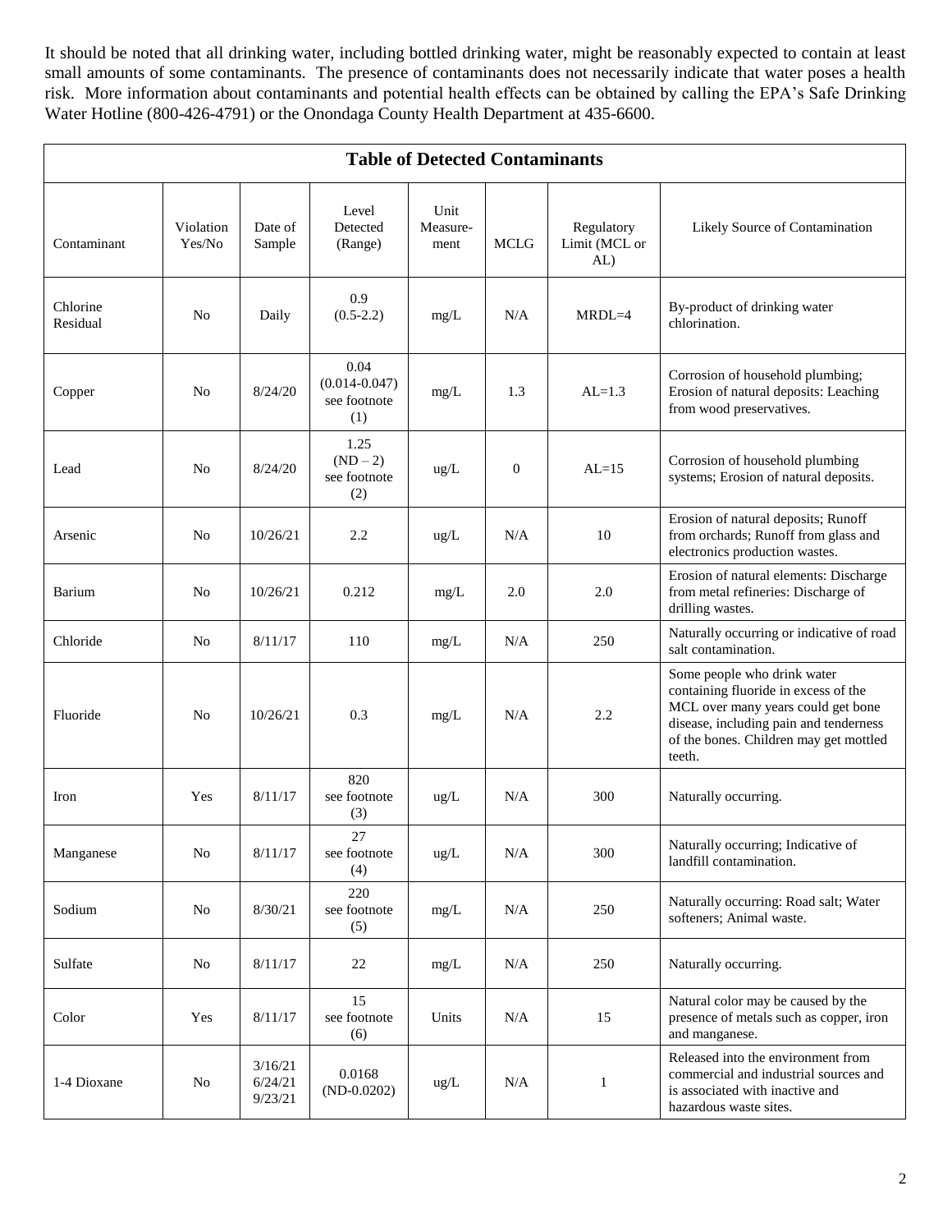It should be noted that all drinking water, including bottled drinking water, might be reasonably expected to contain at least small amounts of some contaminants. The presence of contaminants does not necessarily indicate that water poses a health risk. More information about contaminants and potential health effects can be obtained by calling the EPA's Safe Drinking Water Hotline (800-426-4791) or the Onondaga County Health Department at 435-6600.

**Table of Detected Contaminants**

| Contaminant | Violation Yes/No | Date of Sample | Level Detected (Range) | Unit Measure-ment | MCLG | Regulatory Limit (MCL or AL) | Likely Source of Contamination |
|---|---|---|---|---|---|---|---|
| Chlorine Residual | No | Daily | 0.9 (0.5-2.2) | mg/L | N/A | MRDL=4 | By-product of drinking water chlorination. |
| Copper | No | 8/24/20 | 0.04 (0.014-0.047) see footnote (1) | mg/L | 1.3 | AL=1.3 | Corrosion of household plumbing; Erosion of natural deposits: Leaching from wood preservatives. |
| Lead | No | 8/24/20 | 1.25 (ND – 2) see footnote (2) | ug/L | 0 | AL=15 | Corrosion of household plumbing systems; Erosion of natural deposits. |
| Arsenic | No | 10/26/21 | 2.2 | ug/L | N/A | 10 | Erosion of natural deposits; Runoff from orchards; Runoff from glass and electronics production wastes. |
| Barium | No | 10/26/21 | 0.212 | mg/L | 2.0 | 2.0 | Erosion of natural elements: Discharge from metal refineries: Discharge of drilling wastes. |
| Chloride | No | 8/11/17 | 110 | mg/L | N/A | 250 | Naturally occurring or indicative of road salt contamination. |
| Fluoride | No | 10/26/21 | 0.3 | mg/L | N/A | 2.2 | Some people who drink water containing fluoride in excess of the MCL over many years could get bone disease, including pain and tenderness of the bones. Children may get mottled teeth. |
| Iron | Yes | 8/11/17 | 820 see footnote (3) | ug/L | N/A | 300 | Naturally occurring. |
| Manganese | No | 8/11/17 | 27 see footnote (4) | ug/L | N/A | 300 | Naturally occurring; Indicative of landfill contamination. |
| Sodium | No | 8/30/21 | 220 see footnote (5) | mg/L | N/A | 250 | Naturally occurring: Road salt; Water softeners; Animal waste. |
| Sulfate | No | 8/11/17 | 22 | mg/L | N/A | 250 | Naturally occurring. |
| Color | Yes | 8/11/17 | 15 see footnote (6) | Units | N/A | 15 | Natural color may be caused by the presence of metals such as copper, iron and manganese. |
| 1-4 Dioxane | No | 3/16/21 6/24/21 9/23/21 | 0.0168 (ND-0.0202) | ug/L | N/A | 1 | Released into the environment from commercial and industrial sources and is associated with inactive and hazardous waste sites. |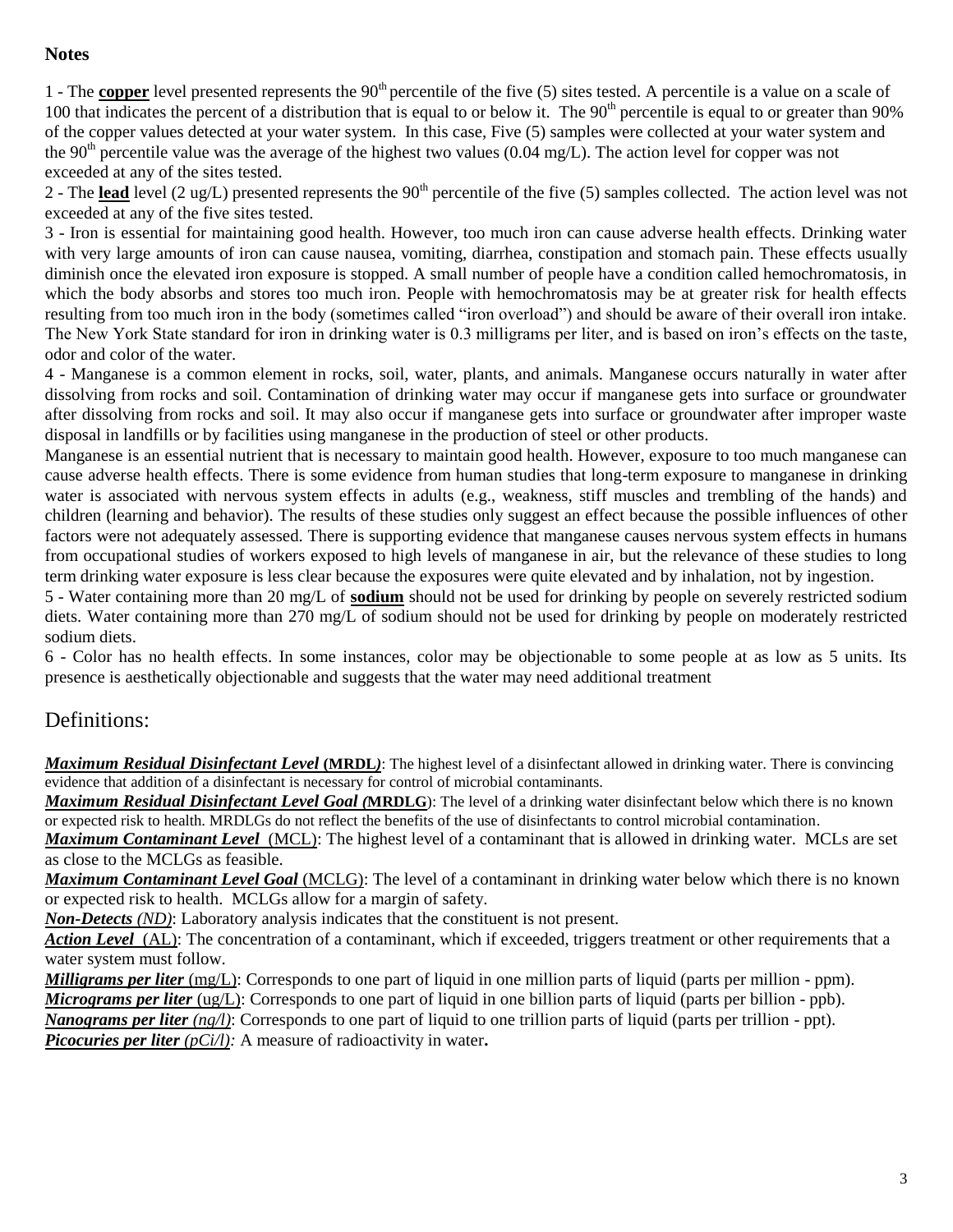**Notes**

1 - The **copper** level presented represents the 90th percentile of the five (5) sites tested. A percentile is a value on a scale of 100 that indicates the percent of a distribution that is equal to or below it. The 90th percentile is equal to or greater than 90% of the copper values detected at your water system. In this case, Five (5) samples were collected at your water system and the 90th percentile value was the average of the highest two values (0.04 mg/L). The action level for copper was not exceeded at any of the sites tested.

2 - The **lead** level (2 ug/L) presented represents the 90th percentile of the five (5) samples collected. The action level was not exceeded at any of the five sites tested.

3 - Iron is essential for maintaining good health. However, too much iron can cause adverse health effects. Drinking water with very large amounts of iron can cause nausea, vomiting, diarrhea, constipation and stomach pain. These effects usually diminish once the elevated iron exposure is stopped. A small number of people have a condition called hemochromatosis, in which the body absorbs and stores too much iron. People with hemochromatosis may be at greater risk for health effects resulting from too much iron in the body (sometimes called "iron overload") and should be aware of their overall iron intake. The New York State standard for iron in drinking water is 0.3 milligrams per liter, and is based on iron's effects on the taste, odor and color of the water.

4 - Manganese is a common element in rocks, soil, water, plants, and animals. Manganese occurs naturally in water after dissolving from rocks and soil. Contamination of drinking water may occur if manganese gets into surface or groundwater after dissolving from rocks and soil. It may also occur if manganese gets into surface or groundwater after improper waste disposal in landfills or by facilities using manganese in the production of steel or other products.

Manganese is an essential nutrient that is necessary to maintain good health. However, exposure to too much manganese can cause adverse health effects. There is some evidence from human studies that long-term exposure to manganese in drinking water is associated with nervous system effects in adults (e.g., weakness, stiff muscles and trembling of the hands) and children (learning and behavior). The results of these studies only suggest an effect because the possible influences of other factors were not adequately assessed. There is supporting evidence that manganese causes nervous system effects in humans from occupational studies of workers exposed to high levels of manganese in air, but the relevance of these studies to long term drinking water exposure is less clear because the exposures were quite elevated and by inhalation, not by ingestion.

5 - Water containing more than 20 mg/L of **sodium** should not be used for drinking by people on severely restricted sodium diets. Water containing more than 270 mg/L of sodium should not be used for drinking by people on moderately restricted sodium diets.

6 - Color has no health effects. In some instances, color may be objectionable to some people at as low as 5 units. Its presence is aesthetically objectionable and suggests that the water may need additional treatment

## Definitions:

***Maximum Residual Disinfectant Level* (MRDL)**: The highest level of a disinfectant allowed in drinking water. There is convincing evidence that addition of a disinfectant is necessary for control of microbial contaminants.

***Maximum Residual Disinfectant Level Goal* (MRDLG)**: The level of a drinking water disinfectant below which there is no known or expected risk to health. MRDLGs do not reflect the benefits of the use of disinfectants to control microbial contamination.

***Maximum Contaminant Level*** (MCL): The highest level of a contaminant that is allowed in drinking water. MCLs are set as close to the MCLGs as feasible.

***Maximum Contaminant Level Goal*** (MCLG): The level of a contaminant in drinking water below which there is no known or expected risk to health. MCLGs allow for a margin of safety.

***Non-Detects** (ND)*: Laboratory analysis indicates that the constituent is not present.

***Action Level*** (AL): The concentration of a contaminant, which if exceeded, triggers treatment or other requirements that a water system must follow.

***Milligrams per liter*** (mg/L): Corresponds to one part of liquid in one million parts of liquid (parts per million - ppm).

***Micrograms per liter*** (ug/L): Corresponds to one part of liquid in one billion parts of liquid (parts per billion - ppb).

***Nanograms per liter** (ng/l)*: Corresponds to one part of liquid to one trillion parts of liquid (parts per trillion - ppt).

***Picocuries per liter** (pCi/l):* A measure of radioactivity in water**.**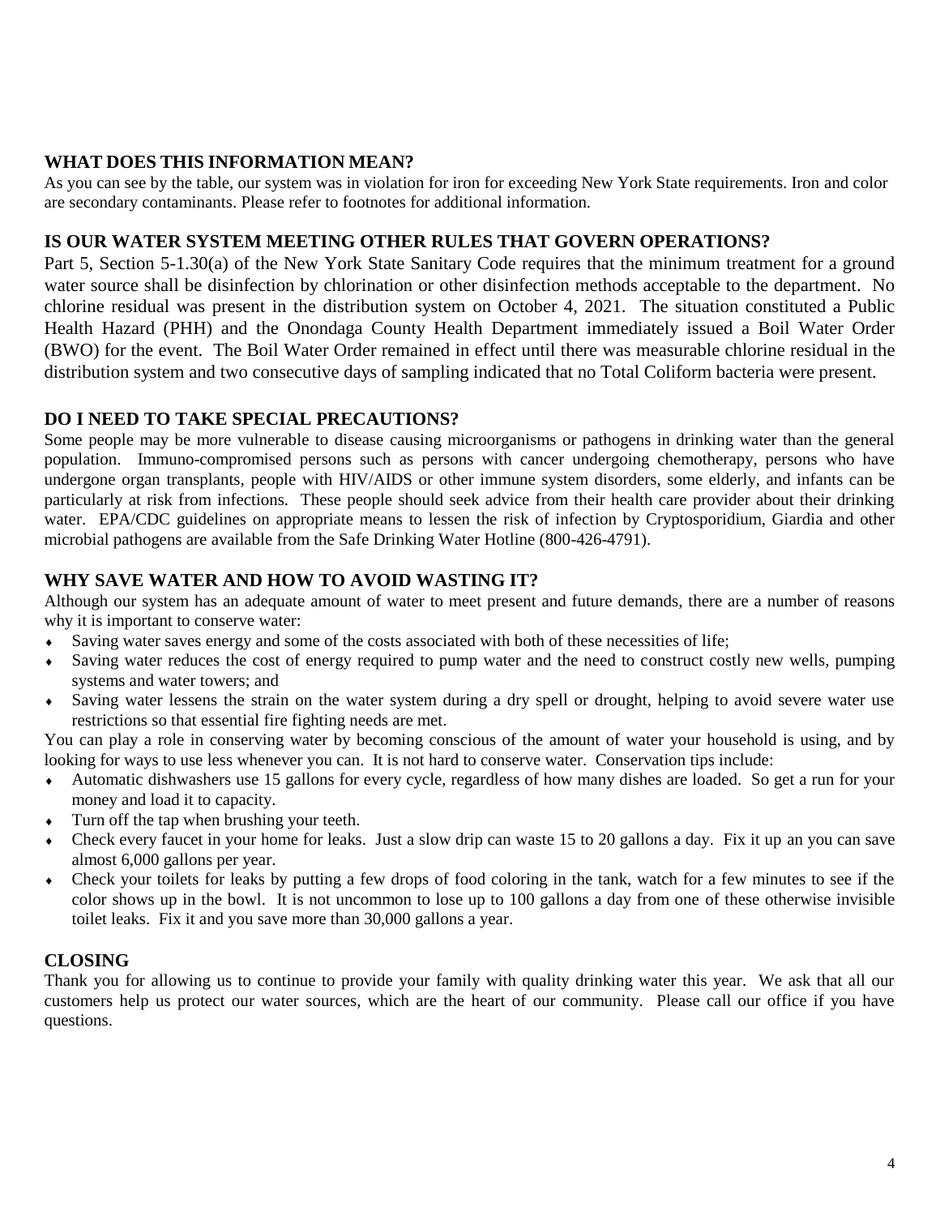## WHAT DOES THIS INFORMATION MEAN?

As you can see by the table, our system was in violation for iron for exceeding New York State requirements. Iron and color are secondary contaminants. Please refer to footnotes for additional information.

## IS OUR WATER SYSTEM MEETING OTHER RULES THAT GOVERN OPERATIONS?

Part 5, Section 5-1.30(a) of the New York State Sanitary Code requires that the minimum treatment for a ground water source shall be disinfection by chlorination or other disinfection methods acceptable to the department. No chlorine residual was present in the distribution system on October 4, 2021. The situation constituted a Public Health Hazard (PHH) and the Onondaga County Health Department immediately issued a Boil Water Order (BWO) for the event. The Boil Water Order remained in effect until there was measurable chlorine residual in the distribution system and two consecutive days of sampling indicated that no Total Coliform bacteria were present.

## DO I NEED TO TAKE SPECIAL PRECAUTIONS?

Some people may be more vulnerable to disease causing microorganisms or pathogens in drinking water than the general population. Immuno-compromised persons such as persons with cancer undergoing chemotherapy, persons who have undergone organ transplants, people with HIV/AIDS or other immune system disorders, some elderly, and infants can be particularly at risk from infections. These people should seek advice from their health care provider about their drinking water. EPA/CDC guidelines on appropriate means to lessen the risk of infection by Cryptosporidium, Giardia and other microbial pathogens are available from the Safe Drinking Water Hotline (800-426-4791).

## WHY SAVE WATER AND HOW TO AVOID WASTING IT?

Although our system has an adequate amount of water to meet present and future demands, there are a number of reasons why it is important to conserve water:

- Saving water saves energy and some of the costs associated with both of these necessities of life;
- Saving water reduces the cost of energy required to pump water and the need to construct costly new wells, pumping systems and water towers; and
- Saving water lessens the strain on the water system during a dry spell or drought, helping to avoid severe water use restrictions so that essential fire fighting needs are met.

You can play a role in conserving water by becoming conscious of the amount of water your household is using, and by looking for ways to use less whenever you can. It is not hard to conserve water. Conservation tips include:

- Automatic dishwashers use 15 gallons for every cycle, regardless of how many dishes are loaded. So get a run for your money and load it to capacity.
- Turn off the tap when brushing your teeth.
- Check every faucet in your home for leaks. Just a slow drip can waste 15 to 20 gallons a day. Fix it up an you can save almost 6,000 gallons per year.
- Check your toilets for leaks by putting a few drops of food coloring in the tank, watch for a few minutes to see if the color shows up in the bowl. It is not uncommon to lose up to 100 gallons a day from one of these otherwise invisible toilet leaks. Fix it and you save more than 30,000 gallons a year.

## CLOSING

Thank you for allowing us to continue to provide your family with quality drinking water this year. We ask that all our customers help us protect our water sources, which are the heart of our community. Please call our office if you have questions.